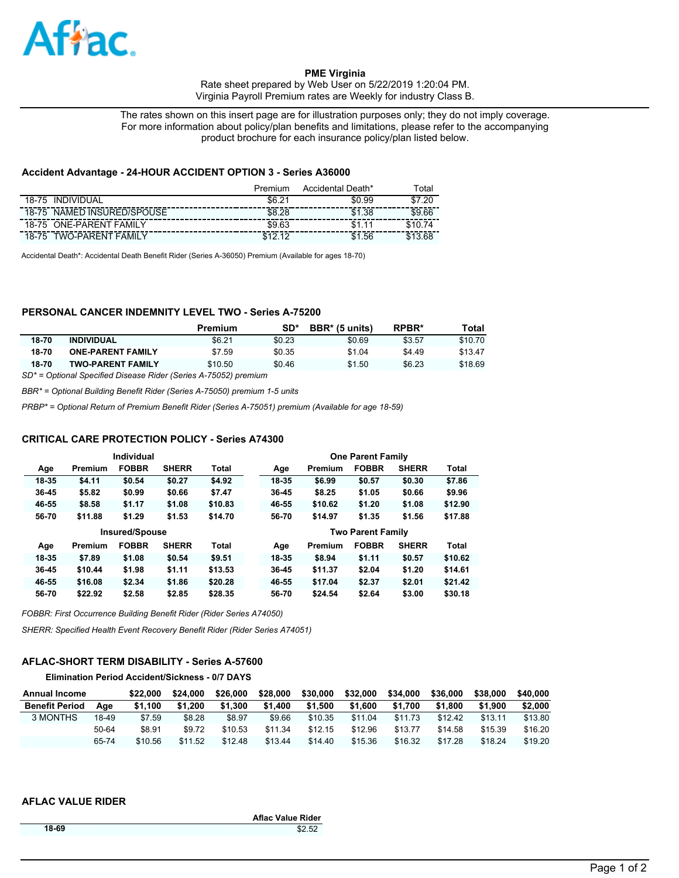**PME Virginia**
Rate sheet prepared by Web User on 5/22/2019 1:20:04 PM.
Virginia Payroll Premium rates are Weekly for industry Class B.

The rates shown on this insert page are for illustration purposes only; they do not imply coverage.
For more information about policy/plan benefits and limitations, please refer to the accompanying product brochure for each insurance policy/plan listed below.

### Accident Advantage - 24-HOUR ACCIDENT OPTION 3 - Series A36000

| | Premium | Accidental Death* | Total |
|---|---|---|---|
| 18-75 INDIVIDUAL | $6.21 | $0.99 | $7.20 |
| 18-75 NAMED INSURED/SPOUSE | $8.28 | $1.38 | $9.66 |
| 18-75 ONE-PARENT FAMILY | $9.63 | $1.11 | $10.74 |
| 18-75 TWO-PARENT FAMILY | $12.12 | $1.56 | $13.68 |

Accidental Death*: Accidental Death Benefit Rider (Series A-36050) Premium (Available for ages 18-70)

### PERSONAL CANCER INDEMNITY LEVEL TWO - Series A-75200

| | | Premium | SD* | BBR* (5 units) | RPBR* | Total |
|---|---|---|---|---|---|---|
| 18-70 | INDIVIDUAL | $6.21 | $0.23 | $0.69 | $3.57 | $10.70 |
| 18-70 | ONE-PARENT FAMILY | $7.59 | $0.35 | $1.04 | $4.49 | $13.47 |
| 18-70 | TWO-PARENT FAMILY | $10.50 | $0.46 | $1.50 | $6.23 | $18.69 |

*SD* = Optional Specified Disease Rider (Series A-75052) premium*

*BBR* = Optional Building Benefit Rider (Series A-75050) premium 1-5 units*

*PRBP* = Optional Return of Premium Benefit Rider (Series A-75051) premium (Available for age 18-59)*

### CRITICAL CARE PROTECTION POLICY - Series A74300

**Individual**

| Age | Premium | FOBBR | SHERR | Total |
|---|---|---|---|---|
| 18-35 | $4.11 | $0.54 | $0.27 | $4.92 |
| 36-45 | $5.82 | $0.99 | $0.66 | $7.47 |
| 46-55 | $8.58 | $1.17 | $1.08 | $10.83 |
| 56-70 | $11.88 | $1.29 | $1.53 | $14.70 |

**One Parent Family**

| Age | Premium | FOBBR | SHERR | Total |
|---|---|---|---|---|
| 18-35 | $6.99 | $0.57 | $0.30 | $7.86 |
| 36-45 | $8.25 | $1.05 | $0.66 | $9.96 |
| 46-55 | $10.62 | $1.20 | $1.08 | $12.90 |
| 56-70 | $14.97 | $1.35 | $1.56 | $17.88 |

**Insured/Spouse**

| Age | Premium | FOBBR | SHERR | Total |
|---|---|---|---|---|
| 18-35 | $7.89 | $1.08 | $0.54 | $9.51 |
| 36-45 | $10.44 | $1.98 | $1.11 | $13.53 |
| 46-55 | $16.08 | $2.34 | $1.86 | $20.28 |
| 56-70 | $22.92 | $2.58 | $2.85 | $28.35 |

**Two Parent Family**

| Age | Premium | FOBBR | SHERR | Total |
|---|---|---|---|---|
| 18-35 | $8.94 | $1.11 | $0.57 | $10.62 |
| 36-45 | $11.37 | $2.04 | $1.20 | $14.61 |
| 46-55 | $17.04 | $2.37 | $2.01 | $21.42 |
| 56-70 | $24.54 | $2.64 | $3.00 | $30.18 |

*FOBBR: First Occurrence Building Benefit Rider (Rider Series A74050)*

*SHERR: Specified Health Event Recovery Benefit Rider (Rider Series A74051)*

### AFLAC-SHORT TERM DISABILITY - Series A-57600

**Elimination Period Accident/Sickness - 0/7 DAYS**

| Annual Income | | $22,000 | $24,000 | $26,000 | $28,000 | $30,000 | $32,000 | $34,000 | $36,000 | $38,000 | $40,000 |
|---|---|---|---|---|---|---|---|---|---|---|---|
| **Benefit Period** | **Age** | **$1,100** | **$1,200** | **$1,300** | **$1,400** | **$1,500** | **$1,600** | **$1,700** | **$1,800** | **$1,900** | **$2,000** |
| 3 MONTHS | 18-49 | $7.59 | $8.28 | $8.97 | $9.66 | $10.35 | $11.04 | $11.73 | $12.42 | $13.11 | $13.80 |
| | 50-64 | $8.91 | $9.72 | $10.53 | $11.34 | $12.15 | $12.96 | $13.77 | $14.58 | $15.39 | $16.20 |
| | 65-74 | $10.56 | $11.52 | $12.48 | $13.44 | $14.40 | $15.36 | $16.32 | $17.28 | $18.24 | $19.20 |

### AFLAC VALUE RIDER

| | Aflac Value Rider |
|---|---|
| 18-69 | $2.52 |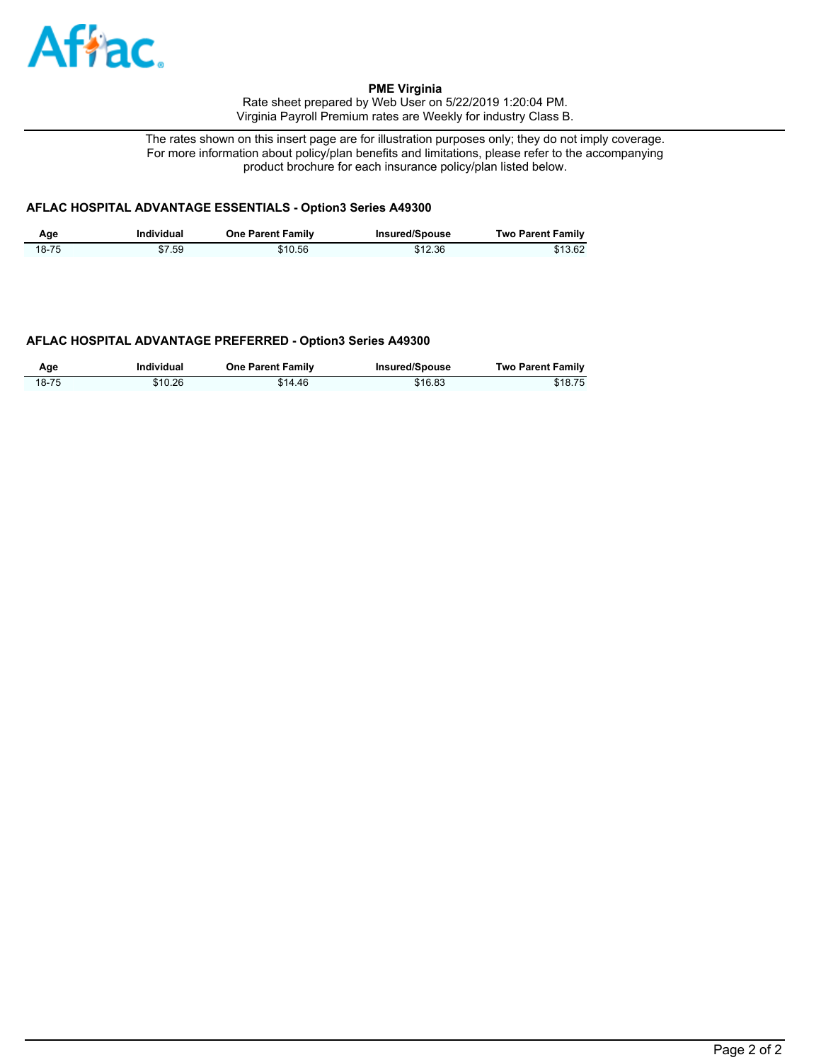**PME Virginia**

Rate sheet prepared by Web User on 5/22/2019 1:20:04 PM.
Virginia Payroll Premium rates are Weekly for industry Class B.

The rates shown on this insert page are for illustration purposes only; they do not imply coverage. For more information about policy/plan benefits and limitations, please refer to the accompanying product brochure for each insurance policy/plan listed below.

### AFLAC HOSPITAL ADVANTAGE ESSENTIALS - Option3 Series A49300

| Age | Individual | One Parent Family | Insured/Spouse | Two Parent Family |
|---|---|---|---|---|
| 18-75 | $7.59 | $10.56 | $12.36 | $13.62 |

### AFLAC HOSPITAL ADVANTAGE PREFERRED - Option3 Series A49300

| Age | Individual | One Parent Family | Insured/Spouse | Two Parent Family |
|---|---|---|---|---|
| 18-75 | $10.26 | $14.46 | $16.83 | $18.75 |